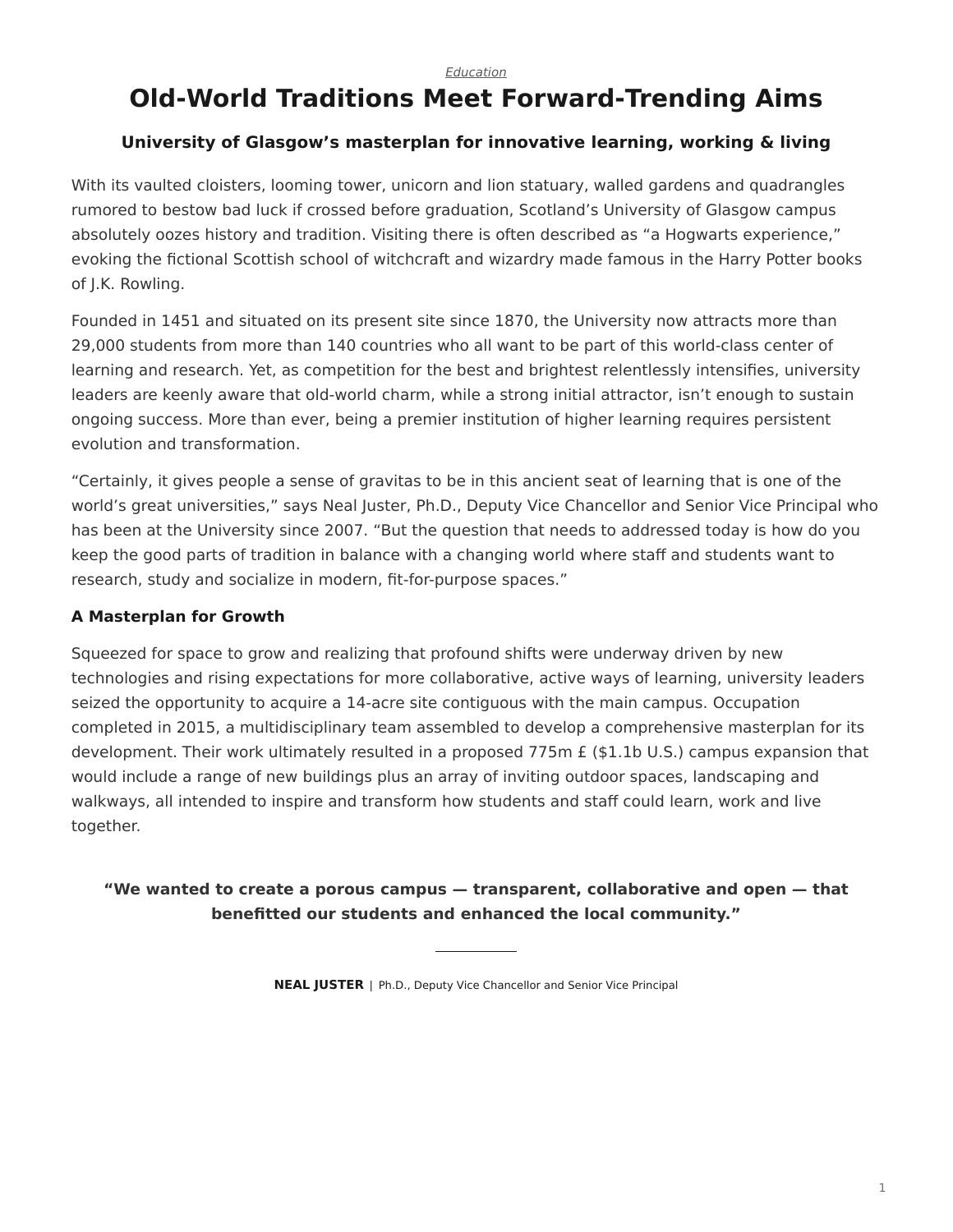*Education*

# Old-World Traditions Meet Forward-Trending Aims

### University of Glasgow's masterplan for innovative learning, working & living

With its vaulted cloisters, looming tower, unicorn and lion statuary, walled gardens and quadrangles rumored to bestow bad luck if crossed before graduation, Scotland's University of Glasgow campus absolutely oozes history and tradition. Visiting there is often described as "a Hogwarts experience," evoking the fictional Scottish school of witchcraft and wizardry made famous in the Harry Potter books of J.K. Rowling.

Founded in 1451 and situated on its present site since 1870, the University now attracts more than 29,000 students from more than 140 countries who all want to be part of this world-class center of learning and research. Yet, as competition for the best and brightest relentlessly intensifies, university leaders are keenly aware that old-world charm, while a strong initial attractor, isn't enough to sustain ongoing success. More than ever, being a premier institution of higher learning requires persistent evolution and transformation.

"Certainly, it gives people a sense of gravitas to be in this ancient seat of learning that is one of the world's great universities," says Neal Juster, Ph.D., Deputy Vice Chancellor and Senior Vice Principal who has been at the University since 2007. "But the question that needs to addressed today is how do you keep the good parts of tradition in balance with a changing world where staff and students want to research, study and socialize in modern, fit-for-purpose spaces."

### A Masterplan for Growth

Squeezed for space to grow and realizing that profound shifts were underway driven by new technologies and rising expectations for more collaborative, active ways of learning, university leaders seized the opportunity to acquire a 14-acre site contiguous with the main campus. Occupation completed in 2015, a multidisciplinary team assembled to develop a comprehensive masterplan for its development. Their work ultimately resulted in a proposed 775m £ ($1.1b U.S.) campus expansion that would include a range of new buildings plus an array of inviting outdoor spaces, landscaping and walkways, all intended to inspire and transform how students and staff could learn, work and live together.

> **"We wanted to create a porous campus — transparent, collaborative and open — that benefitted our students and enhanced the local community."**
>
> **NEAL JUSTER** | Ph.D., Deputy Vice Chancellor and Senior Vice Principal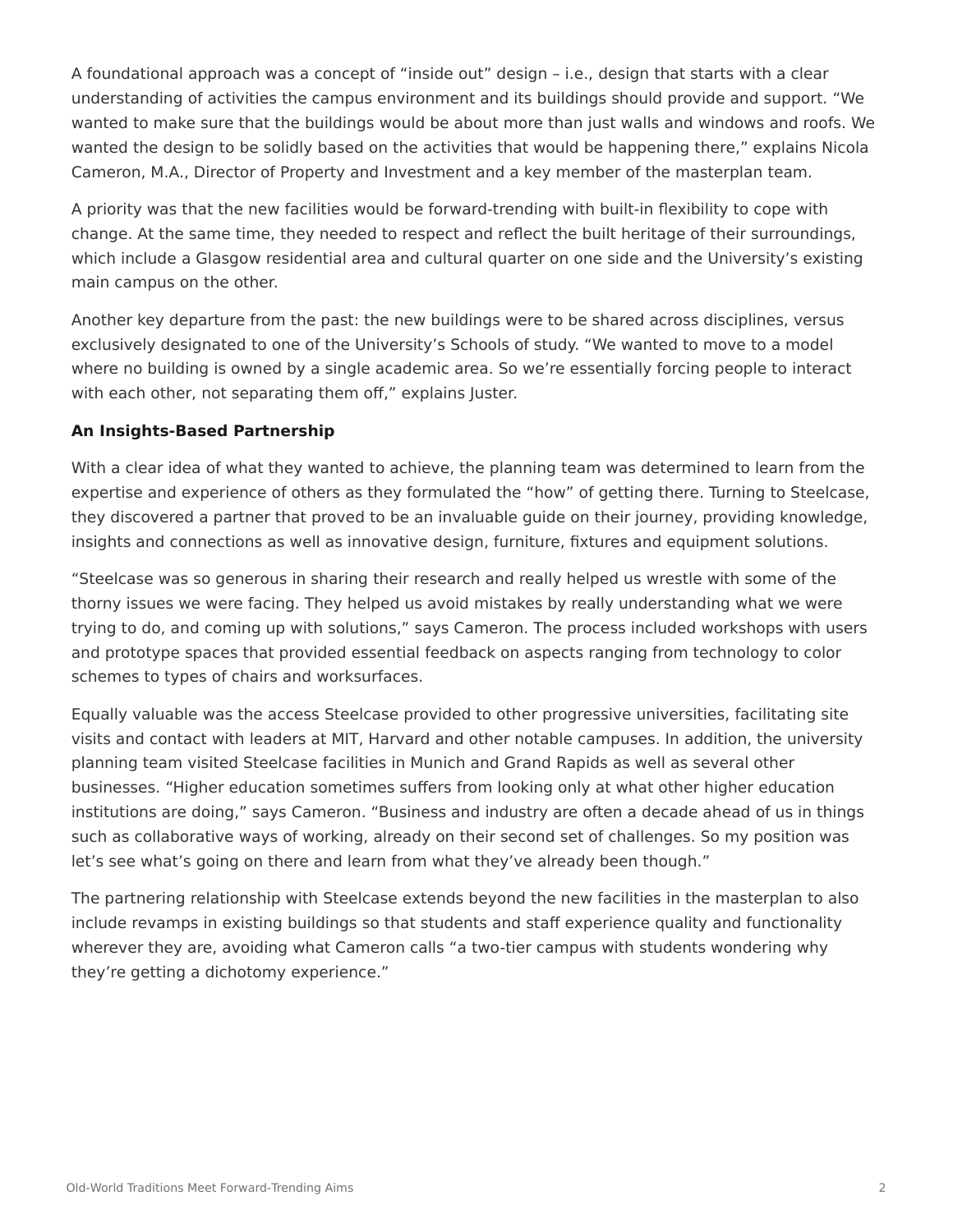A foundational approach was a concept of “inside out” design – i.e., design that starts with a clear understanding of activities the campus environment and its buildings should provide and support. “We wanted to make sure that the buildings would be about more than just walls and windows and roofs. We wanted the design to be solidly based on the activities that would be happening there,” explains Nicola Cameron, M.A., Director of Property and Investment and a key member of the masterplan team.

A priority was that the new facilities would be forward-trending with built-in flexibility to cope with change. At the same time, they needed to respect and reflect the built heritage of their surroundings, which include a Glasgow residential area and cultural quarter on one side and the University’s existing main campus on the other.

Another key departure from the past: the new buildings were to be shared across disciplines, versus exclusively designated to one of the University’s Schools of study. “We wanted to move to a model where no building is owned by a single academic area. So we’re essentially forcing people to interact with each other, not separating them off,” explains Juster.

**An Insights-Based Partnership**

With a clear idea of what they wanted to achieve, the planning team was determined to learn from the expertise and experience of others as they formulated the “how” of getting there. Turning to Steelcase, they discovered a partner that proved to be an invaluable guide on their journey, providing knowledge, insights and connections as well as innovative design, furniture, fixtures and equipment solutions.

“Steelcase was so generous in sharing their research and really helped us wrestle with some of the thorny issues we were facing. They helped us avoid mistakes by really understanding what we were trying to do, and coming up with solutions,” says Cameron. The process included workshops with users and prototype spaces that provided essential feedback on aspects ranging from technology to color schemes to types of chairs and worksurfaces.

Equally valuable was the access Steelcase provided to other progressive universities, facilitating site visits and contact with leaders at MIT, Harvard and other notable campuses. In addition, the university planning team visited Steelcase facilities in Munich and Grand Rapids as well as several other businesses. “Higher education sometimes suffers from looking only at what other higher education institutions are doing,” says Cameron. “Business and industry are often a decade ahead of us in things such as collaborative ways of working, already on their second set of challenges. So my position was let’s see what’s going on there and learn from what they’ve already been though.”

The partnering relationship with Steelcase extends beyond the new facilities in the masterplan to also include revamps in existing buildings so that students and staff experience quality and functionality wherever they are, avoiding what Cameron calls “a two-tier campus with students wondering why they’re getting a dichotomy experience.”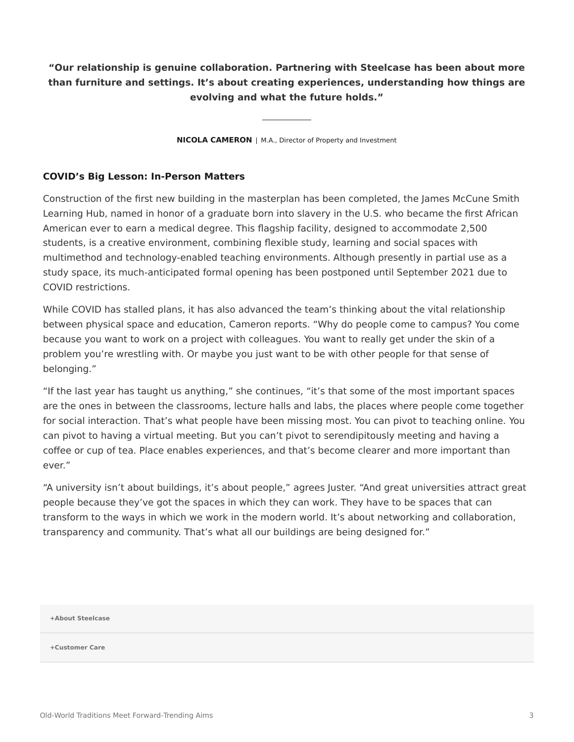**"Our relationship is genuine collaboration. Partnering with Steelcase has been about more than furniture and settings. It's about creating experiences, understanding how things are evolving and what the future holds."**

**NICOLA CAMERON** | M.A., Director of Property and Investment

### COVID's Big Lesson: In-Person Matters

Construction of the first new building in the masterplan has been completed, the James McCune Smith Learning Hub, named in honor of a graduate born into slavery in the U.S. who became the first African American ever to earn a medical degree. This flagship facility, designed to accommodate 2,500 students, is a creative environment, combining flexible study, learning and social spaces with multimethod and technology-enabled teaching environments. Although presently in partial use as a study space, its much-anticipated formal opening has been postponed until September 2021 due to COVID restrictions.

While COVID has stalled plans, it has also advanced the team's thinking about the vital relationship between physical space and education, Cameron reports. "Why do people come to campus? You come because you want to work on a project with colleagues. You want to really get under the skin of a problem you're wrestling with. Or maybe you just want to be with other people for that sense of belonging."

"If the last year has taught us anything," she continues, "it's that some of the most important spaces are the ones in between the classrooms, lecture halls and labs, the places where people come together for social interaction. That's what people have been missing most. You can pivot to teaching online. You can pivot to having a virtual meeting. But you can't pivot to serendipitously meeting and having a coffee or cup of tea. Place enables experiences, and that's become clearer and more important than ever."

"A university isn't about buildings, it's about people," agrees Juster. "And great universities attract great people because they've got the spaces in which they can work. They have to be spaces that can transform to the ways in which we work in the modern world. It's about networking and collaboration, transparency and community. That's what all our buildings are being designed for."

**+About Steelcase**

**+Customer Care**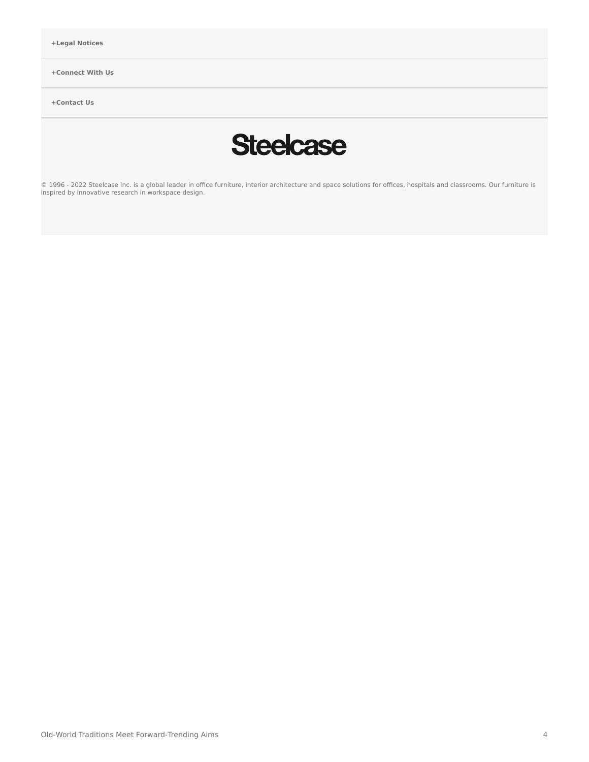**+Legal Notices**

**+Connect With Us**

**+Contact Us**

Steelcase

© 1996 - 2022 Steelcase Inc. is a global leader in office furniture, interior architecture and space solutions for offices, hospitals and classrooms. Our furniture is inspired by innovative research in workspace design.